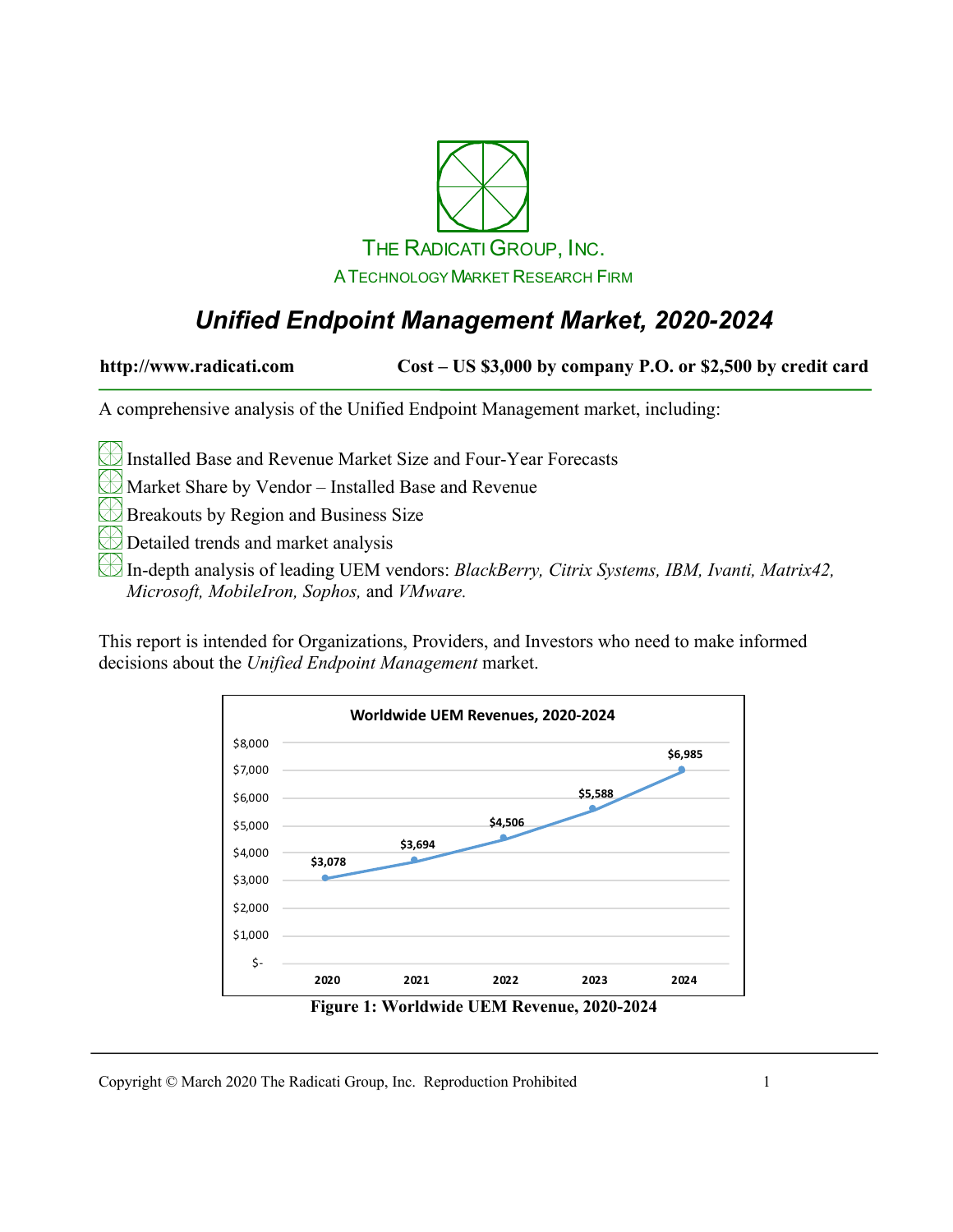THE RADICATI GROUP, INC.

A TECHNOLOGY MARKET RESEARCH FIRM

# *Unified Endpoint Management Market, 2020-2024*

**http://www.radicati.com** **Cost – US $3,000 by company P.O. or $2,500 by credit card**

A comprehensive analysis of the Unified Endpoint Management market, including:

- Installed Base and Revenue Market Size and Four-Year Forecasts
- Market Share by Vendor – Installed Base and Revenue
- Breakouts by Region and Business Size
- Detailed trends and market analysis
- In-depth analysis of leading UEM vendors: *BlackBerry, Citrix Systems, IBM, Ivanti, Matrix42, Microsoft, MobileIron, Sophos,* and *VMware.*

This report is intended for Organizations, Providers, and Investors who need to make informed decisions about the *Unified Endpoint Management* market.

**Worldwide UEM Revenues, 2020-2024**

| Year | Revenue |
|---|---|
| 2020 | $3,078 |
| 2021 | $3,694 |
| 2022 | $4,506 |
| 2023 | $5,588 |
| 2024 | $6,985 |

**Figure 1: Worldwide UEM Revenue, 2020-2024**

Copyright © March 2020 The Radicati Group, Inc. Reproduction Prohibited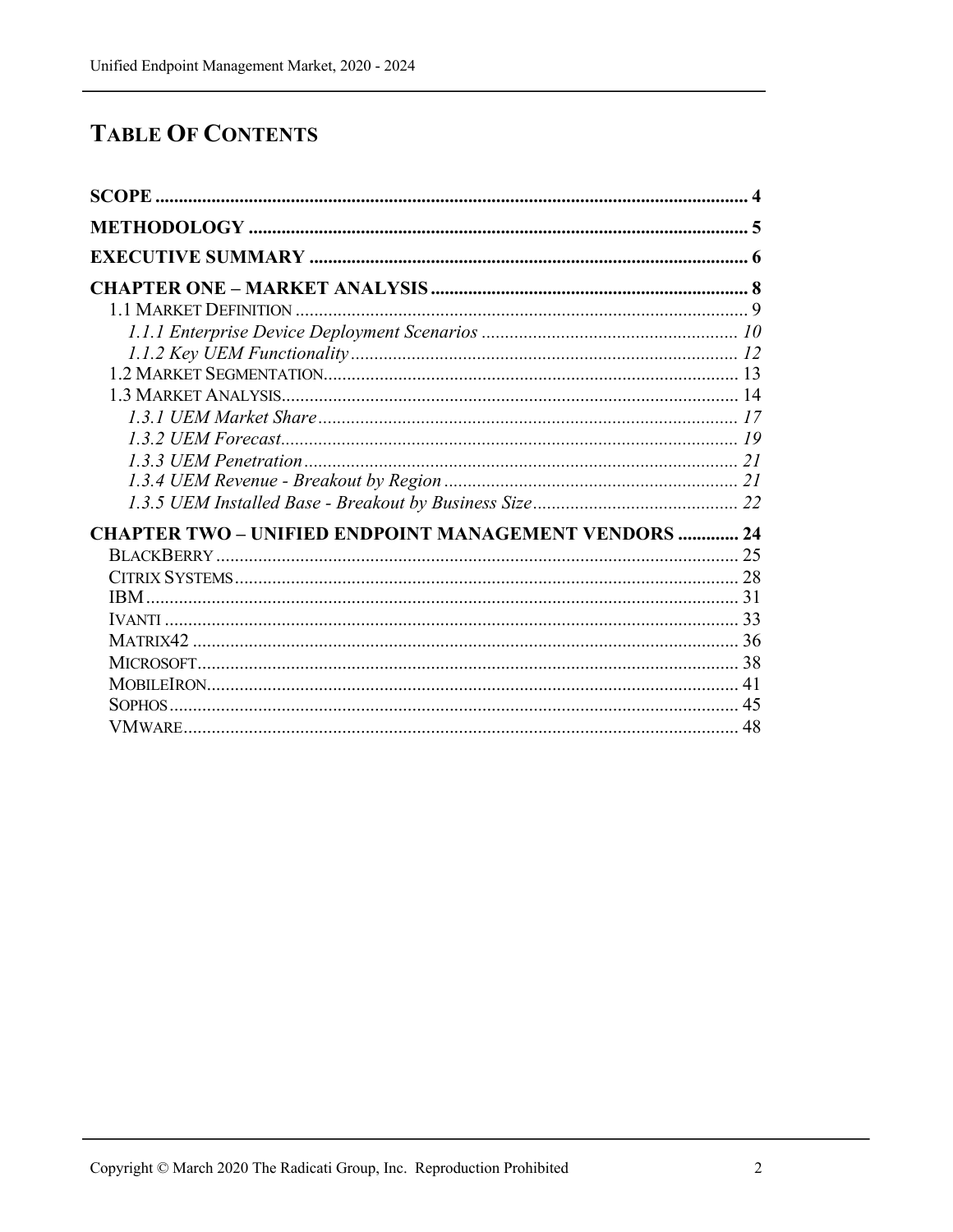# TABLE OF CONTENTS

**SCOPE** .......... 4

**METHODOLOGY** .......... 5

**EXECUTIVE SUMMARY** .......... 6

**CHAPTER ONE – MARKET ANALYSIS** .......... 8

- 1.1 MARKET DEFINITION .......... 9
  - *1.1.1 Enterprise Device Deployment Scenarios* .......... 10
  - *1.1.2 Key UEM Functionality* .......... 12
- 1.2 MARKET SEGMENTATION .......... 13
- 1.3 MARKET ANALYSIS .......... 14
  - *1.3.1 UEM Market Share* .......... 17
  - *1.3.2 UEM Forecast* .......... 19
  - *1.3.3 UEM Penetration* .......... 21
  - *1.3.4 UEM Revenue - Breakout by Region* .......... 21
  - *1.3.5 UEM Installed Base - Breakout by Business Size* .......... 22

**CHAPTER TWO – UNIFIED ENDPOINT MANAGEMENT VENDORS** .......... 24

- BLACKBERRY .......... 25
- CITRIX SYSTEMS .......... 28
- IBM .......... 31
- IVANTI .......... 33
- MATRIX42 .......... 36
- MICROSOFT .......... 38
- MOBILEIRON .......... 41
- SOPHOS .......... 45
- VMWARE .......... 48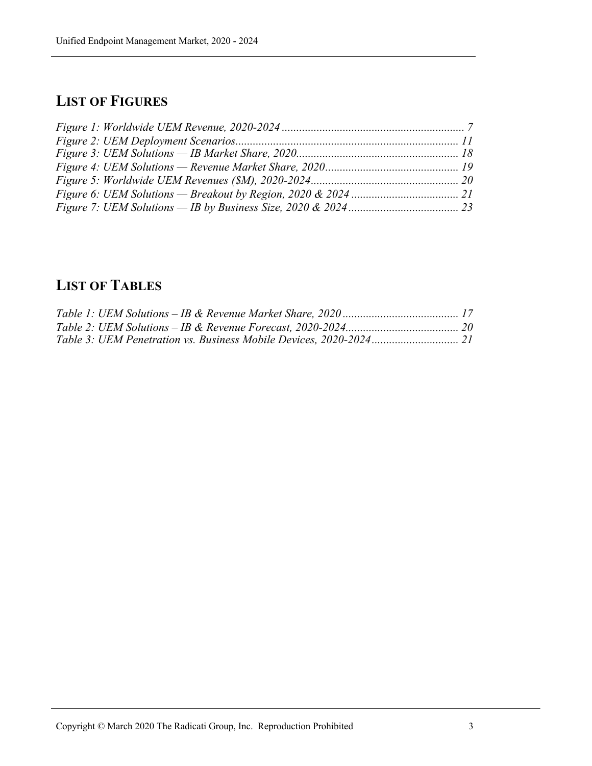## LIST OF FIGURES

*Figure 1: Worldwide UEM Revenue, 2020-2024 .............................................................. 7*
*Figure 2: UEM Deployment Scenarios............................................................................ 11*
*Figure 3: UEM Solutions — IB Market Share, 2020....................................................... 18*
*Figure 4: UEM Solutions — Revenue Market Share, 2020............................................. 19*
*Figure 5: Worldwide UEM Revenues ($M), 2020-2024.................................................. 20*
*Figure 6: UEM Solutions — Breakout by Region, 2020 & 2024 .................................... 21*
*Figure 7: UEM Solutions — IB by Business Size, 2020 & 2024 ..................................... 23*

## LIST OF TABLES

*Table 1: UEM Solutions – IB & Revenue Market Share, 2020 ........................................ 17*
*Table 2: UEM Solutions – IB & Revenue Forecast, 2020-2024....................................... 20*
*Table 3: UEM Penetration vs. Business Mobile Devices, 2020-2024............................. 21*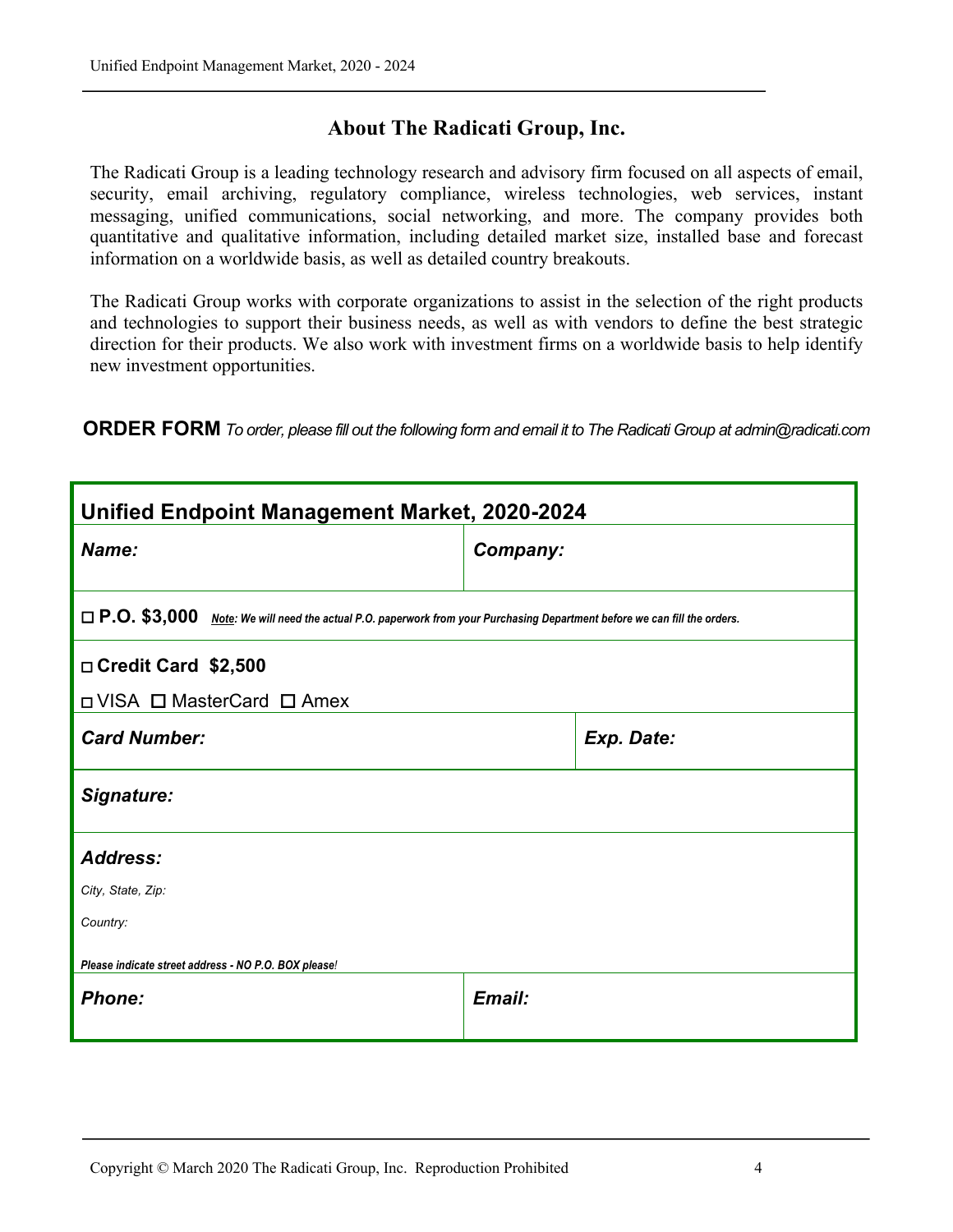## About The Radicati Group, Inc.

The Radicati Group is a leading technology research and advisory firm focused on all aspects of email, security, email archiving, regulatory compliance, wireless technologies, web services, instant messaging, unified communications, social networking, and more. The company provides both quantitative and qualitative information, including detailed market size, installed base and forecast information on a worldwide basis, as well as detailed country breakouts.

The Radicati Group works with corporate organizations to assist in the selection of the right products and technologies to support their business needs, as well as with vendors to define the best strategic direction for their products. We also work with investment firms on a worldwide basis to help identify new investment opportunities.

**ORDER FORM** *To order, please fill out the following form and email it to The Radicati Group at admin@radicati.com*

| **Unified Endpoint Management Market, 2020-2024** | |
|---|---|
| ***Name:*** | ***Company:*** |
| ☐ **P.O. $3,000** ***Note: We will need the actual P.O. paperwork from your Purchasing Department before we can fill the orders.*** | |
| ☐ **Credit Card $2,500**<br>☐ VISA ☐ MasterCard ☐ Amex | |
| ***Card Number:*** | ***Exp. Date:*** |
| ***Signature:*** | |
| ***Address:***<br>*City, State, Zip:*<br>*Country:*<br>***Please indicate street address - NO P.O. BOX please!*** | |
| ***Phone:*** | ***Email:*** |